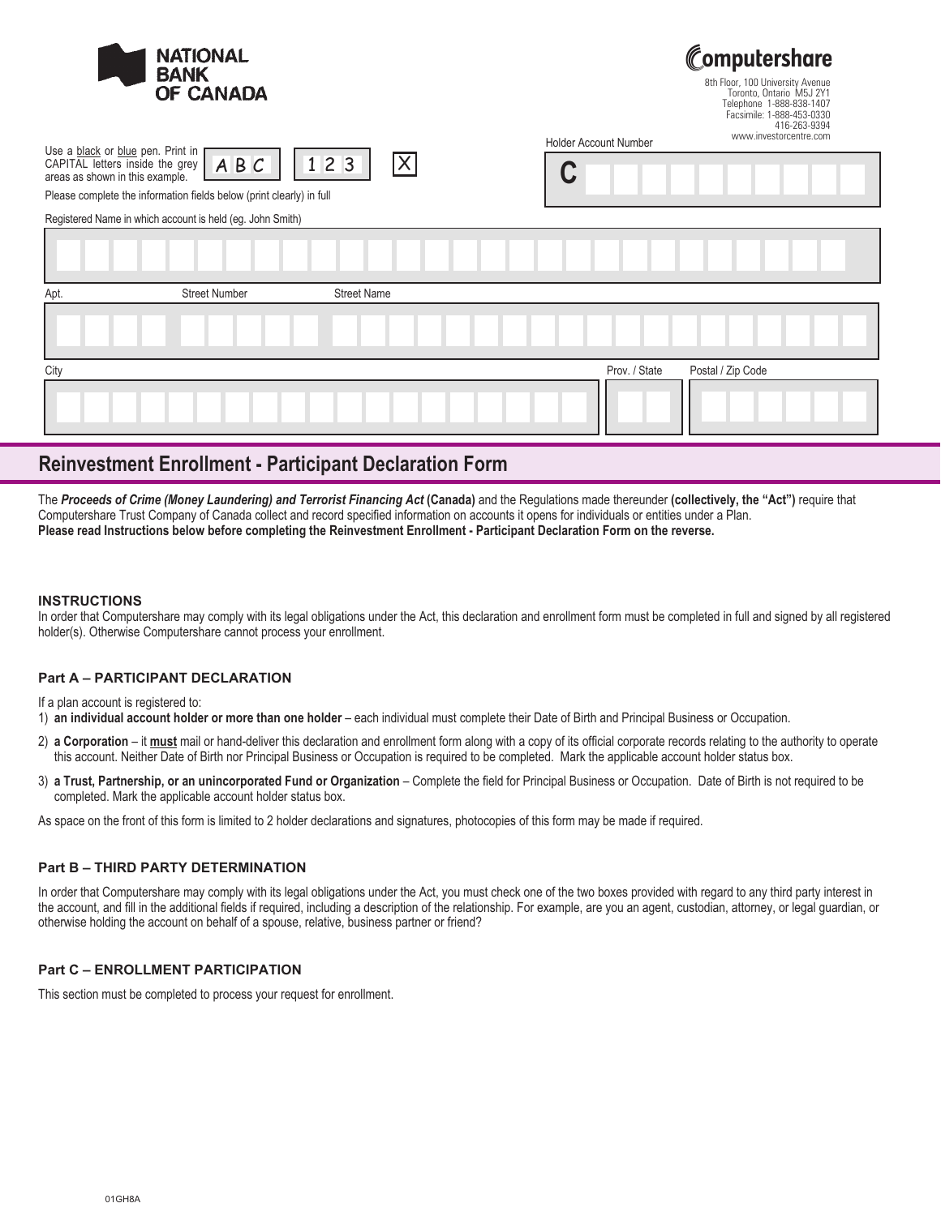NATIONAL BANK OF CANADA

Computershare
8th Floor, 100 University Avenue
Toronto, Ontario M5J 2Y1
Telephone 1-888-838-1407
Facsimile: 1-888-453-0330
416-263-9394
www.investorcentre.com

Use a black or blue pen. Print in CAPITAL letters inside the grey areas as shown in this example. A B C 1 2 3 X

Please complete the information fields below (print clearly) in full

Holder Account Number

C

Registered Name in which account is held (eg. John Smith)

Apt. Street Number Street Name

City Prov. / State Postal / Zip Code

## Reinvestment Enrollment - Participant Declaration Form

The ***Proceeds of Crime (Money Laundering) and Terrorist Financing Act*** **(Canada)** and the Regulations made thereunder **(collectively, the "Act")** require that Computershare Trust Company of Canada collect and record specified information on accounts it opens for individuals or entities under a Plan.
**Please read Instructions below before completing the Reinvestment Enrollment - Participant Declaration Form on the reverse.**

### INSTRUCTIONS

In order that Computershare may comply with its legal obligations under the Act, this declaration and enrollment form must be completed in full and signed by all registered holder(s). Otherwise Computershare cannot process your enrollment.

### Part A – PARTICIPANT DECLARATION

If a plan account is registered to:

1) **an individual account holder or more than one holder** – each individual must complete their Date of Birth and Principal Business or Occupation.
2) **a Corporation** – it **must** mail or hand-deliver this declaration and enrollment form along with a copy of its official corporate records relating to the authority to operate this account. Neither Date of Birth nor Principal Business or Occupation is required to be completed. Mark the applicable account holder status box.
3) **a Trust, Partnership, or an unincorporated Fund or Organization** – Complete the field for Principal Business or Occupation. Date of Birth is not required to be completed. Mark the applicable account holder status box.

As space on the front of this form is limited to 2 holder declarations and signatures, photocopies of this form may be made if required.

### Part B – THIRD PARTY DETERMINATION

In order that Computershare may comply with its legal obligations under the Act, you must check one of the two boxes provided with regard to any third party interest in the account, and fill in the additional fields if required, including a description of the relationship. For example, are you an agent, custodian, attorney, or legal guardian, or otherwise holding the account on behalf of a spouse, relative, business partner or friend?

### Part C – ENROLLMENT PARTICIPATION

This section must be completed to process your request for enrollment.

01GH8A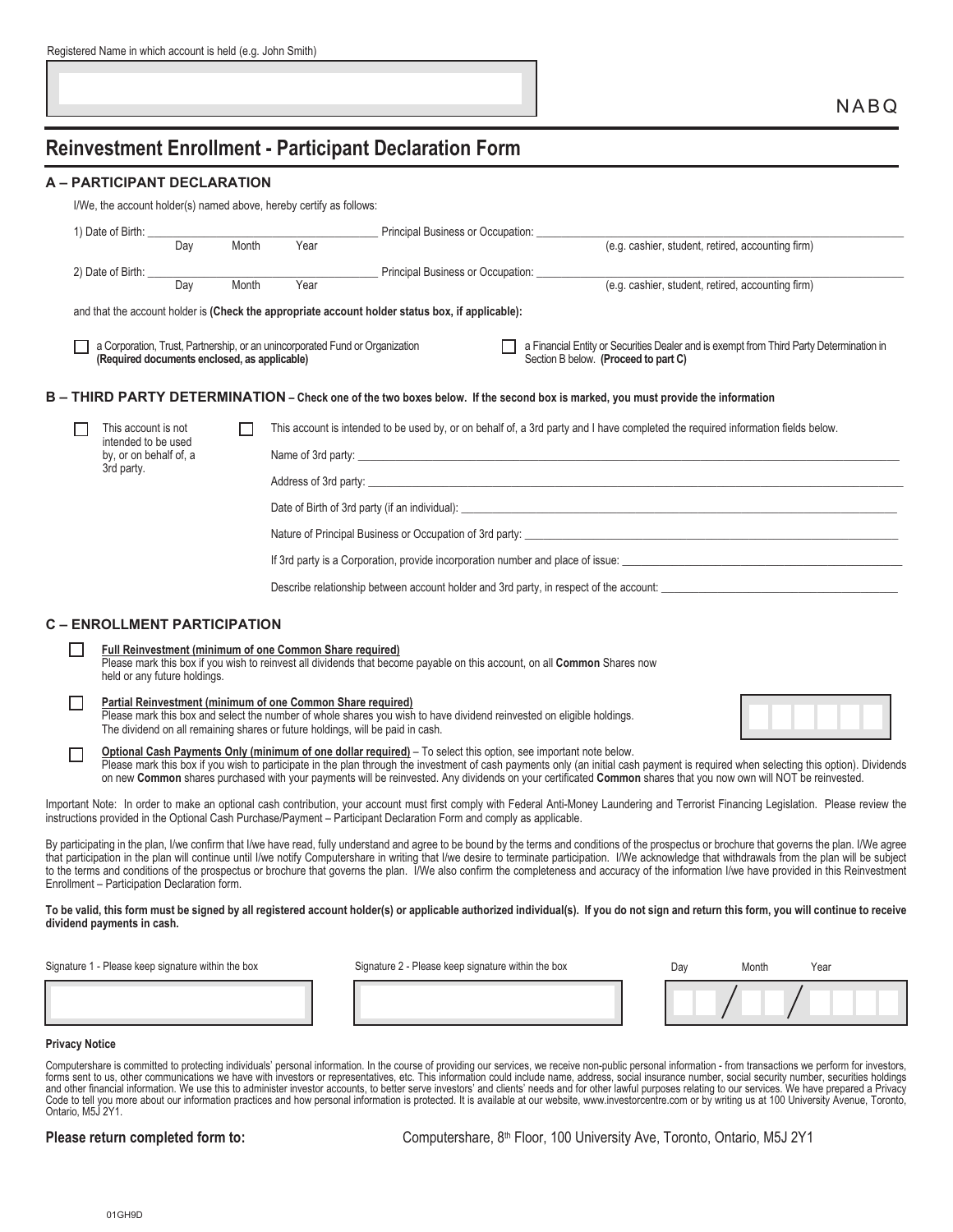Registered Name in which account is held (e.g. John Smith)

NABQ

# Reinvestment Enrollment - Participant Declaration Form

## A – PARTICIPANT DECLARATION

I/We, the account holder(s) named above, hereby certify as follows:

1) Date of Birth: ______ Day ______ Month ______ Year ______ Principal Business or Occupation: ______________________ (e.g. cashier, student, retired, accounting firm)

2) Date of Birth: ______ Day ______ Month ______ Year ______ Principal Business or Occupation: ______________________ (e.g. cashier, student, retired, accounting firm)

and that the account holder is **(Check the appropriate account holder status box, if applicable):**

☐ a Corporation, Trust, Partnership, or an unincorporated Fund or Organization **(Required documents enclosed, as applicable)**

☐ a Financial Entity or Securities Dealer and is exempt from Third Party Determination in Section B below. **(Proceed to part C)**

## B – THIRD PARTY DETERMINATION – Check one of the two boxes below. If the second box is marked, you must provide the information

☐ This account is not intended to be used by, or on behalf of, a 3rd party.

☐ This account is intended to be used by, or on behalf of, a 3rd party and I have completed the required information fields below.

Name of 3rd party: ______________________

Address of 3rd party: ______________________

Date of Birth of 3rd party (if an individual): ______________________

Nature of Principal Business or Occupation of 3rd party: ______________________

If 3rd party is a Corporation, provide incorporation number and place of issue: ______________________

Describe relationship between account holder and 3rd party, in respect of the account: ______________________

## C – ENROLLMENT PARTICIPATION

☐ **Full Reinvestment (minimum of one Common Share required)**
Please mark this box if you wish to reinvest all dividends that become payable on this account, on all **Common** Shares now held or any future holdings.

☐ **Partial Reinvestment (minimum of one Common Share required)**
Please mark this box and select the number of whole shares you wish to have dividend reinvested on eligible holdings. The dividend on all remaining shares or future holdings, will be paid in cash.

☐ **Optional Cash Payments Only (minimum of one dollar required)** – To select this option, see important note below.
Please mark this box if you wish to participate in the plan through the investment of cash payments only (an initial cash payment is required when selecting this option). Dividends on new **Common** shares purchased with your payments will be reinvested. Any dividends on your certificated **Common** shares that you now own will NOT be reinvested.

Important Note: In order to make an optional cash contribution, your account must first comply with Federal Anti-Money Laundering and Terrorist Financing Legislation. Please review the instructions provided in the Optional Cash Purchase/Payment – Participant Declaration Form and comply as applicable.

By participating in the plan, I/we confirm that I/we have read, fully understand and agree to be bound by the terms and conditions of the prospectus or brochure that governs the plan. I/We agree that participation in the plan will continue until I/we notify Computershare in writing that I/we desire to terminate participation. I/We acknowledge that withdrawals from the plan will be subject to the terms and conditions of the prospectus or brochure that governs the plan. I/We also confirm the completeness and accuracy of the information I/we have provided in this Reinvestment Enrollment – Participation Declaration form.

**To be valid, this form must be signed by all registered account holder(s) or applicable authorized individual(s). If you do not sign and return this form, you will continue to receive dividend payments in cash.**

Signature 1 - Please keep signature within the box

Signature 2 - Please keep signature within the box

Day / Month / Year

**Privacy Notice**

Computershare is committed to protecting individuals' personal information. In the course of providing our services, we receive non-public personal information - from transactions we perform for investors, forms sent to us, other communications we have with investors or representatives, etc. This information could include name, address, social insurance number, social security number, securities holdings and other financial information. We use this to administer investor accounts, to better serve investors' and clients' needs and for other lawful purposes relating to our services. We have prepared a Privacy Code to tell you more about our information practices and how personal information is protected. It is available at our website, www.investorcentre.com or by writing us at 100 University Avenue, Toronto, Ontario, M5J 2Y1.

**Please return completed form to:** Computershare, 8th Floor, 100 University Ave, Toronto, Ontario, M5J 2Y1

01GH9D